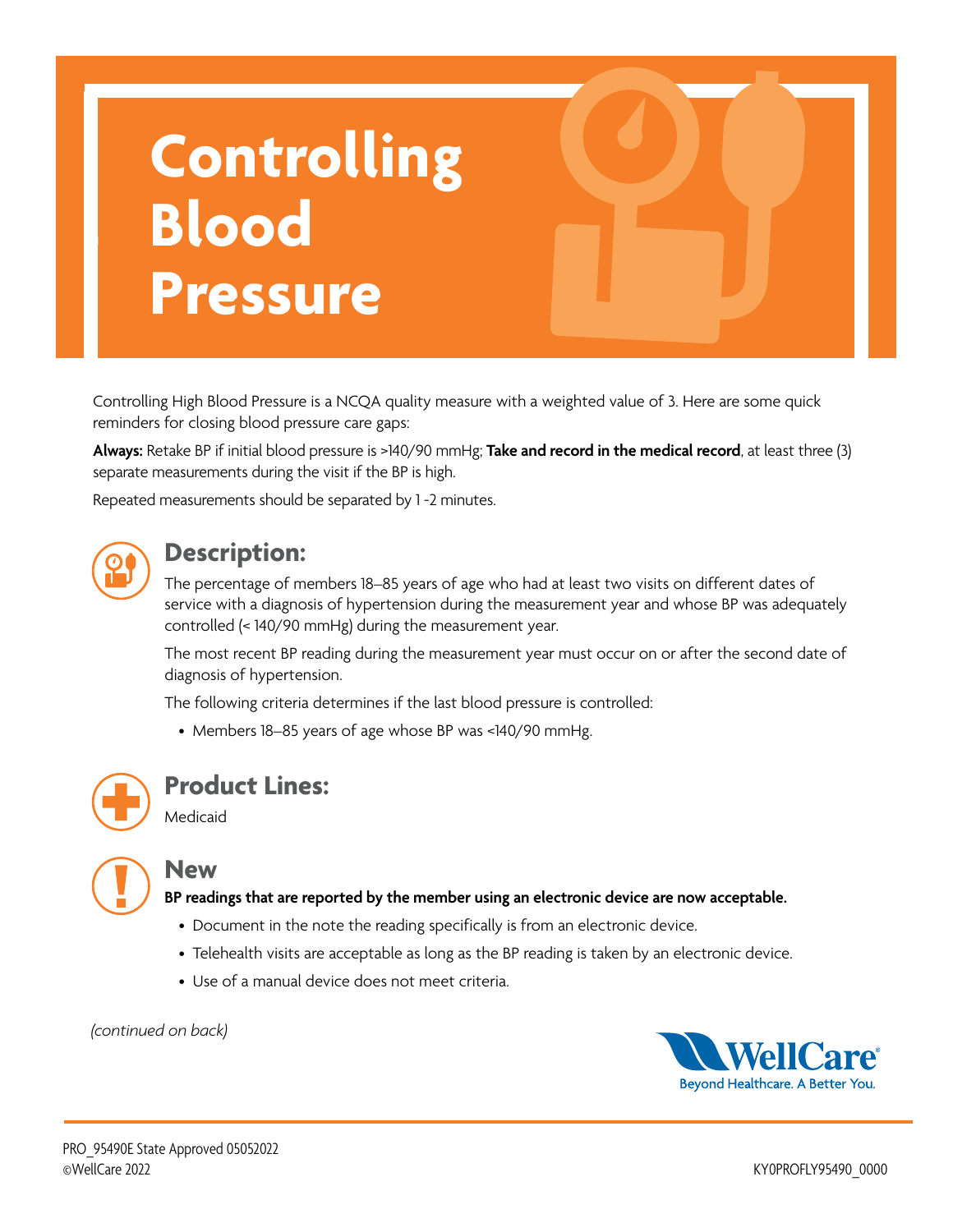# Controlling Blood Pressure

Controlling High Blood Pressure is a NCQA quality measure with a weighted value of 3. Here are some quick reminders for closing blood pressure care gaps:

**Always:** Retake BP if initial blood pressure is >140/90 mmHg; **Take and record in the medical record**, at least three (3) separate measurements during the visit if the BP is high.

Repeated measurements should be separated by 1 -2 minutes.

## Description:

The percentage of members 18–85 years of age who had at least two visits on different dates of service with a diagnosis of hypertension during the measurement year and whose BP was adequately controlled (< 140/90 mmHg) during the measurement year.

The most recent BP reading during the measurement year must occur on or after the second date of diagnosis of hypertension.

The following criteria determines if the last blood pressure is controlled:

- Members 18–85 years of age whose BP was <140/90 mmHg.

## Product Lines:

Medicaid

## New

**BP readings that are reported by the member using an electronic device are now acceptable.**

- Document in the note the reading specifically is from an electronic device.
- Telehealth visits are acceptable as long as the BP reading is taken by an electronic device.
- Use of a manual device does not meet criteria.

*(continued on back)*

WellCare
Beyond Healthcare. A Better You.

PRO_95490E State Approved 05052022
©WellCare 2022

KY0PROFLY95490_0000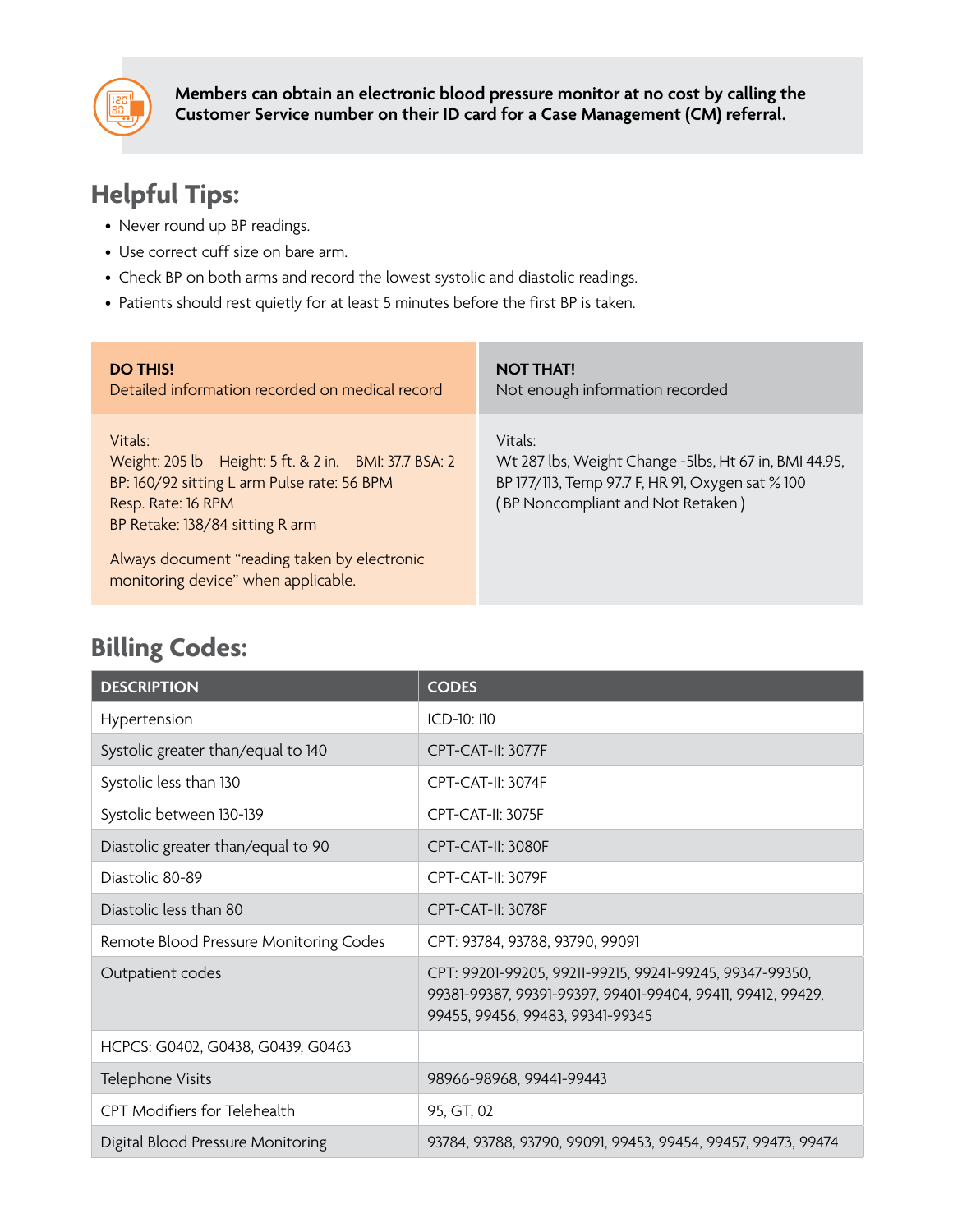**Members can obtain an electronic blood pressure monitor at no cost by calling the Customer Service number on their ID card for a Case Management (CM) referral.**

## Helpful Tips:

- Never round up BP readings.
- Use correct cuff size on bare arm.
- Check BP on both arms and record the lowest systolic and diastolic readings.
- Patients should rest quietly for at least 5 minutes before the first BP is taken.

| **DO THIS!** Detailed information recorded on medical record | **NOT THAT!** Not enough information recorded |
|---|---|
| Vitals:<br>Weight: 205 lb Height: 5 ft. & 2 in. BMI: 37.7 BSA: 2<br>BP: 160/92 sitting L arm Pulse rate: 56 BPM<br>Resp. Rate: 16 RPM<br>BP Retake: 138/84 sitting R arm<br><br>Always document "reading taken by electronic monitoring device" when applicable. | Vitals:<br>Wt 287 lbs, Weight Change -5lbs, Ht 67 in, BMI 44.95, BP 177/113, Temp 97.7 F, HR 91, Oxygen sat % 100<br>( BP Noncompliant and Not Retaken ) |

## Billing Codes:

| DESCRIPTION | CODES |
|---|---|
| Hypertension | ICD-10: I10 |
| Systolic greater than/equal to 140 | CPT-CAT-II: 3077F |
| Systolic less than 130 | CPT-CAT-II: 3074F |
| Systolic between 130-139 | CPT-CAT-II: 3075F |
| Diastolic greater than/equal to 90 | CPT-CAT-II: 3080F |
| Diastolic 80-89 | CPT-CAT-II: 3079F |
| Diastolic less than 80 | CPT-CAT-II: 3078F |
| Remote Blood Pressure Monitoring Codes | CPT: 93784, 93788, 93790, 99091 |
| Outpatient codes | CPT: 99201-99205, 99211-99215, 99241-99245, 99347-99350, 99381-99387, 99391-99397, 99401-99404, 99411, 99412, 99429, 99455, 99456, 99483, 99341-99345 |
| HCPCS: G0402, G0438, G0439, G0463 | |
| Telephone Visits | 98966-98968, 99441-99443 |
| CPT Modifiers for Telehealth | 95, GT, 02 |
| Digital Blood Pressure Monitoring | 93784, 93788, 93790, 99091, 99453, 99454, 99457, 99473, 99474 |